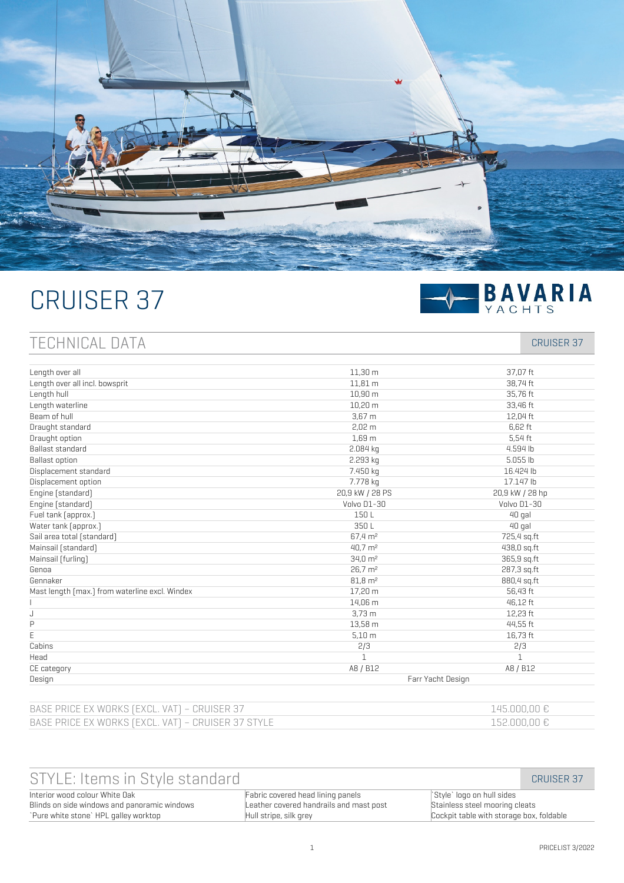# CRUISER 37

BAVARIA YACHTS

## TECHNICAL DATA

| | | CRUISER 37 |
|---|---|---|
| Length over all | 11,30 m | 37,07 ft |
| Length over all incl. bowsprit | 11,81 m | 38,74 ft |
| Length hull | 10,90 m | 35,76 ft |
| Length waterline | 10,20 m | 33,46 ft |
| Beam of hull | 3,67 m | 12,04 ft |
| Draught standard | 2,02 m | 6,62 ft |
| Draught option | 1,69 m | 5,54 ft |
| Ballast standard | 2.084 kg | 4.594 lb |
| Ballast option | 2.293 kg | 5.055 lb |
| Displacement standard | 7.450 kg | 16.424 lb |
| Displacement option | 7.778 kg | 17.147 lb |
| Engine (standard) | 20,9 kW / 28 PS | 20,9 kW / 28 hp |
| Engine (standard) | Volvo D1-30 | Volvo D1-30 |
| Fuel tank (approx.) | 150 L | 40 gal |
| Water tank (approx.) | 350 L | 40 gal |
| Sail area total (standard) | 67,4 m² | 725,4 sq.ft |
| Mainsail (standard) | 40,7 m² | 438,0 sq.ft |
| Mainsail (furling) | 34,0 m² | 365,9 sq.ft |
| Genoa | 26,7 m² | 287,3 sq.ft |
| Gennaker | 81,8 m² | 880,4 sq.ft |
| Mast length (max.) from waterline excl. Windex | 17,20 m | 56,43 ft |
| I | 14,06 m | 46,12 ft |
| J | 3,73 m | 12,23 ft |
| P | 13,58 m | 44,55 ft |
| E | 5,10 m | 16,73 ft |
| Cabins | 2/3 | 2/3 |
| Head | 1 | 1 |
| CE category | A8 / B12 | A8 / B12 |
| Design | Farr Yacht Design | |

| | |
|---|---|
| BASE PRICE EX WORKS (EXCL. VAT) – CRUISER 37 | 145.000,00 € |
| BASE PRICE EX WORKS (EXCL. VAT) – CRUISER 37 STYLE | 152.000,00 € |

## STYLE: Items in Style standard

CRUISER 37

| | | |
|---|---|---|
| Interior wood colour White Oak | Fabric covered head lining panels | `Style` logo on hull sides |
| Blinds on side windows and panoramic windows | Leather covered handrails and mast post | Stainless steel mooring cleats |
| `Pure white stone` HPL galley worktop | Hull stripe, silk grey | Cockpit table with storage box, foldable |

PRICELIST 3/2022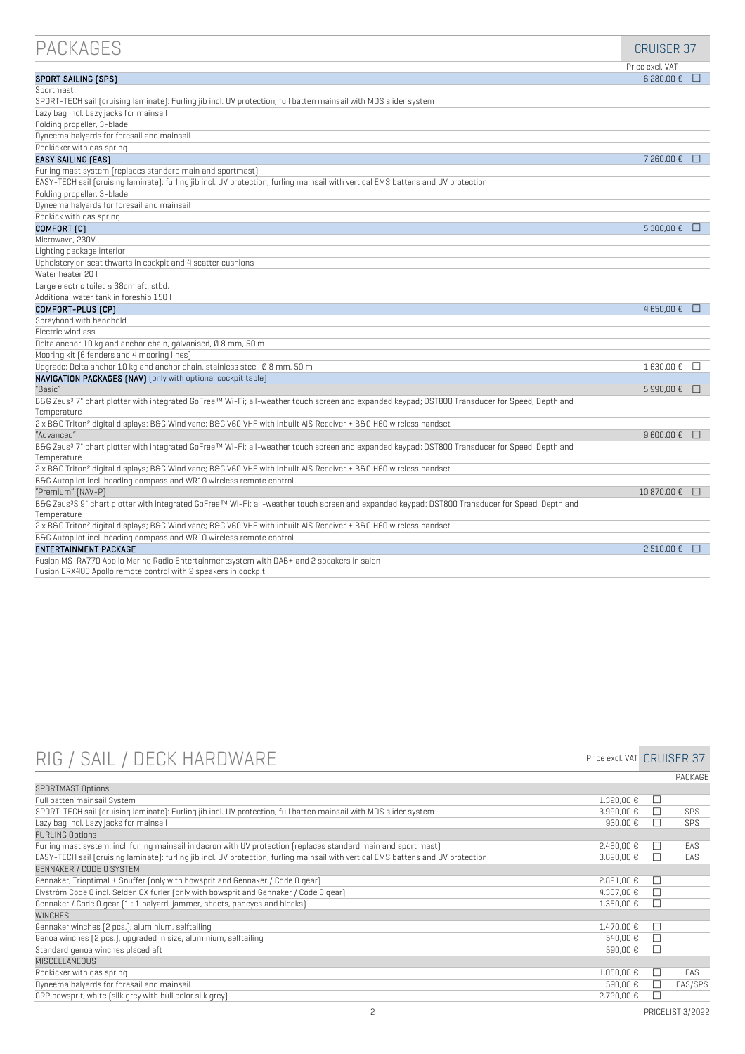# PACKAGES

| | CRUISER 37 Price excl. VAT |
|---|---|
| **SPORT SAILING (SPS)** | 6.280,00 € ☐ |
| Sportmast | |
| SPORT-TECH sail (cruising laminate): Furling jib incl. UV protection, full batten mainsail with MDS slider system | |
| Lazy bag incl. Lazy jacks for mainsail | |
| Folding propeller, 3-blade | |
| Dyneema halyards for foresail and mainsail | |
| Rodkicker with gas spring | |
| **EASY SAILING (EAS)** | 7.260,00 € ☐ |
| Furling mast system (replaces standard main and sportmast) | |
| EASY-TECH sail (cruising laminate): furling jib incl. UV protection, furling mainsail with vertical EMS battens and UV protection | |
| Folding propeller, 3-blade | |
| Dyneema halyards for foresail and mainsail | |
| Rodkick with gas spring | |
| **COMFORT (C)** | 5.300,00 € ☐ |
| Microwave, 230V | |
| Lighting package interior | |
| Upholstery on seat thwarts in cockpit and 4 scatter cushions | |
| Water heater 20 l | |
| Large electric toilet ≈ 38cm aft, stbd. | |
| Additional water tank in foreship 150 l | |
| **COMFORT-PLUS (CP)** | 4.650,00 € ☐ |
| Sprayhood with handhold | |
| Electric windlass | |
| Delta anchor 10 kg and anchor chain, galvanised, Ø 8 mm, 50 m | |
| Mooring kit (6 fenders and 4 mooring lines) | |
| Upgrade: Delta anchor 10 kg and anchor chain, stainless steel, Ø 8 mm, 50 m | 1.630,00 € ☐ |
| **NAVIGATION PACKAGES (NAV)** (only with optional cockpit table) | |
| "Basic" | 5.990,00 € ☐ |
| B&G Zeus³ 7" chart plotter with integrated GoFree™ Wi-Fi; all-weather touch screen and expanded keypad; DST800 Transducer for Speed, Depth and Temperature | |
| 2 x B&G Triton² digital displays; B&G Wind vane; B&G V60 VHF with inbuilt AIS Receiver + B&G H60 wireless handset | |
| "Advanced" | 9.600,00 € ☐ |
| B&G Zeus³ 7" chart plotter with integrated GoFree™ Wi-Fi; all-weather touch screen and expanded keypad; DST800 Transducer for Speed, Depth and Temperature | |
| 2 x B&G Triton² digital displays; B&G Wind vane; B&G V60 VHF with inbuilt AIS Receiver + B&G H60 wireless handset | |
| B&G Autopilot incl. heading compass and WR10 wireless remote control | |
| "Premium" (NAV-P) | 10.870,00 € ☐ |
| B&G Zeus³S 9" chart plotter with integrated GoFree™ Wi-Fi; all-weather touch screen and expanded keypad; DST800 Transducer for Speed, Depth and Temperature | |
| 2 x B&G Triton² digital displays; B&G Wind vane; B&G V60 VHF with inbuilt AIS Receiver + B&G H60 wireless handset | |
| B&G Autopilot incl. heading compass and WR10 wireless remote control | |
| **ENTERTAINMENT PACKAGE** | 2.510,00 € ☐ |
| Fusion MS-RA770 Apollo Marine Radio Entertainmentsystem with DAB+ and 2 speakers in salon | |
| Fusion ERX400 Apollo remote control with 2 speakers in cockpit | |

# RIG / SAIL / DECK HARDWARE

| | Price excl. VAT | CRUISER 37 | PACKAGE |
|---|---|---|---|
| **SPORTMAST Options** | | | |
| Full batten mainsail System | 1.320,00 € | ☐ | |
| SPORT-TECH sail (cruising laminate): Furling jib incl. UV protection, full batten mainsail with MDS slider system | 3.990,00 € | ☐ | SPS |
| Lazy bag incl. Lazy jacks for mainsail | 930,00 € | ☐ | SPS |
| **FURLING Options** | | | |
| Furling mast system: incl. furling mainsail in dacron with UV protection (replaces standard main and sport mast) | 2.460,00 € | ☐ | EAS |
| EASY-TECH sail (cruising laminate): furling jib incl. UV protection, furling mainsail with vertical EMS battens and UV protection | 3.690,00 € | ☐ | EAS |
| **GENNAKER / CODE 0 SYSTEM** | | | |
| Gennaker, Trioptimal + Snuffer (only with bowsprit and Gennaker / Code 0 gear) | 2.891,00 € | ☐ | |
| Elvström Code 0 incl. Selden CX furler (only with bowsprit and Gennaker / Code 0 gear) | 4.337,00 € | ☐ | |
| Gennaker / Code 0 gear (1 : 1 halyard, jammer, sheets, padeyes and blocks) | 1.350,00 € | ☐ | |
| **WINCHES** | | | |
| Gennaker winches (2 pcs.), aluminium, selftailing | 1.470,00 € | ☐ | |
| Genoa winches (2 pcs.), upgraded in size, aluminium, selftailing | 540,00 € | ☐ | |
| Standard genoa winches placed aft | 590,00 € | ☐ | |
| **MISCELLANEOUS** | | | |
| Rodkicker with gas spring | 1.050,00 € | ☐ | EAS |
| Dyneema halyards for foresail and mainsail | 590,00 € | ☐ | EAS/SPS |
| GRP bowsprit, white (silk grey with hull color silk grey) | 2.720,00 € | ☐ | |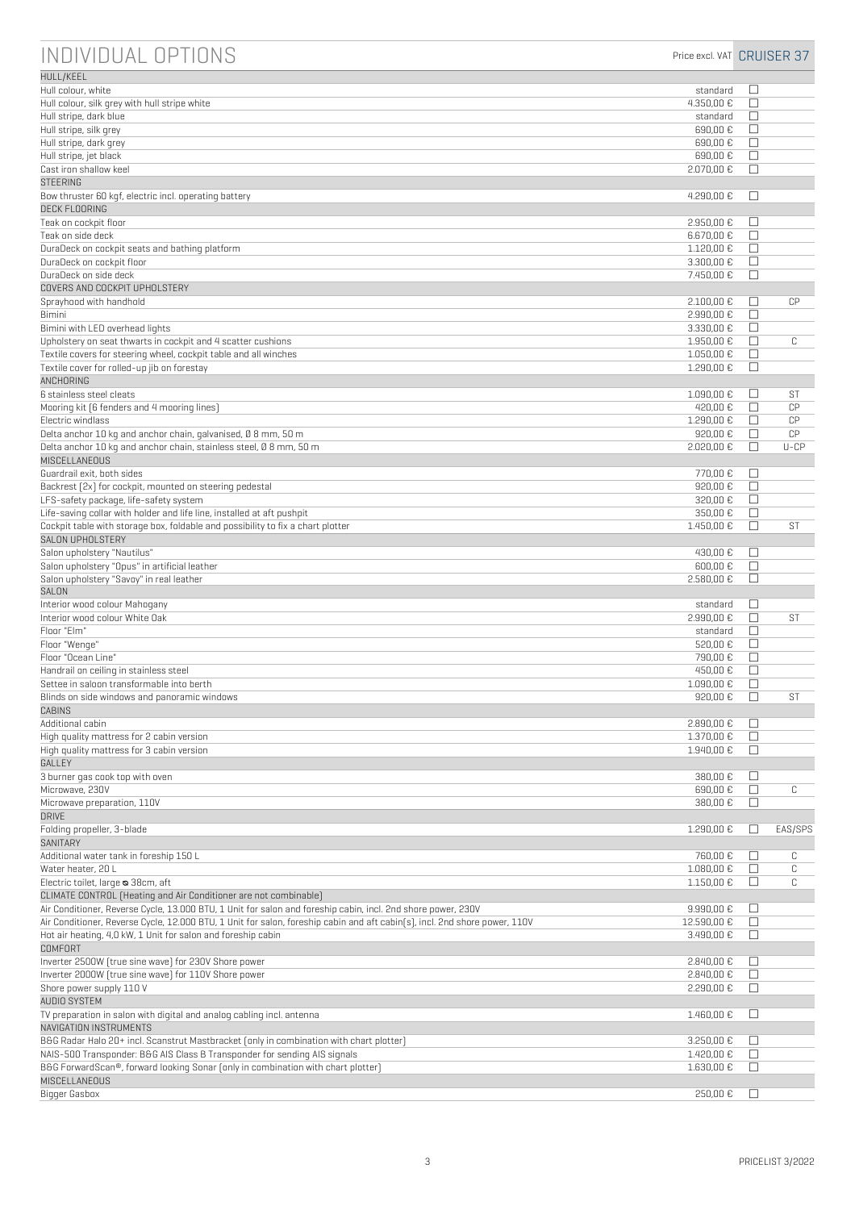# INDIVIDUAL OPTIONS

| | Price excl. VAT | CRUISER 37 | |
|---|---|---|---|
| **HULL/KEEL** | | | |
| Hull colour, white | standard | ☐ | |
| Hull colour, silk grey with hull stripe white | 4.350,00 € | ☐ | |
| Hull stripe, dark blue | standard | ☐ | |
| Hull stripe, silk grey | 690,00 € | ☐ | |
| Hull stripe, dark grey | 690,00 € | ☐ | |
| Hull stripe, jet black | 690,00 € | ☐ | |
| Cast iron shallow keel | 2.070,00 € | ☐ | |
| **STEERING** | | | |
| Bow thruster 60 kgf, electric incl. operating battery | 4.290,00 € | ☐ | |
| **DECK FLOORING** | | | |
| Teak on cockpit floor | 2.950,00 € | ☐ | |
| Teak on side deck | 6.670,00 € | ☐ | |
| DuraDeck on cockpit seats and bathing platform | 1.120,00 € | ☐ | |
| DuraDeck on cockpit floor | 3.300,00 € | ☐ | |
| DuraDeck on side deck | 7.450,00 € | ☐ | |
| **COVERS AND COCKPIT UPHOLSTERY** | | | |
| Sprayhood with handhold | 2.100,00 € | ☐ | CP |
| Bimini | 2.990,00 € | ☐ | |
| Bimini with LED overhead lights | 3.330,00 € | ☐ | |
| Upholstery on seat thwarts in cockpit and 4 scatter cushions | 1.950,00 € | ☐ | C |
| Textile covers for steering wheel, cockpit table and all winches | 1.050,00 € | ☐ | |
| Textile cover for rolled-up jib on forestay | 1.290,00 € | ☐ | |
| **ANCHORING** | | | |
| 6 stainless steel cleats | 1.090,00 € | ☐ | ST |
| Mooring kit (6 fenders and 4 mooring lines) | 420,00 € | ☐ | CP |
| Electric windlass | 1.290,00 € | ☐ | CP |
| Delta anchor 10 kg and anchor chain, galvanised, Ø 8 mm, 50 m | 920,00 € | ☐ | CP |
| Delta anchor 10 kg and anchor chain, stainless steel, Ø 8 mm, 50 m | 2.020,00 € | ☐ | U-CP |
| **MISCELLANEOUS** | | | |
| Guardrail exit, both sides | 770,00 € | ☐ | |
| Backrest (2x) for cockpit, mounted on steering pedestal | 920,00 € | ☐ | |
| LFS-safety package, life-safety system | 320,00 € | ☐ | |
| Life-saving collar with holder and life line, installed at aft pushpit | 350,00 € | ☐ | |
| Cockpit table with storage box, foldable and possibility to fix a chart plotter | 1.450,00 € | ☐ | ST |
| **SALON UPHOLSTERY** | | | |
| Salon upholstery "Nautilus" | 430,00 € | ☐ | |
| Salon upholstery "Opus" in artificial leather | 600,00 € | ☐ | |
| Salon upholstery "Savoy" in real leather | 2.580,00 € | ☐ | |
| **SALON** | | | |
| Interior wood colour Mahogany | standard | ☐ | |
| Interior wood colour White Oak | 2.990,00 € | ☐ | ST |
| Floor "Elm" | standard | ☐ | |
| Floor "Wenge" | 520,00 € | ☐ | |
| Floor "Ocean Line" | 790,00 € | ☐ | |
| Handrail on ceiling in stainless steel | 450,00 € | ☐ | |
| Settee in saloon transformable into berth | 1.090,00 € | ☐ | |
| Blinds on side windows and panoramic windows | 920,00 € | ☐ | ST |
| **CABINS** | | | |
| Additional cabin | 2.890,00 € | ☐ | |
| High quality mattress for 2 cabin version | 1.370,00 € | ☐ | |
| High quality mattress for 3 cabin version | 1.940,00 € | ☐ | |
| **GALLEY** | | | |
| 3 burner gas cook top with oven | 380,00 € | ☐ | |
| Microwave, 230V | 690,00 € | ☐ | C |
| Microwave preparation, 110V | 380,00 € | ☐ | |
| **DRIVE** | | | |
| Folding propeller, 3-blade | 1.290,00 € | ☐ | EAS/SPS |
| **SANITARY** | | | |
| Additional water tank in foreship 150 L | 760,00 € | ☐ | C |
| Water heater, 20 L | 1.080,00 € | ☐ | C |
| Electric toilet, large ⌀ 38cm, aft | 1.150,00 € | ☐ | C |
| **CLIMATE CONTROL (Heating and Air Conditioner are not combinable)** | | | |
| Air Conditioner, Reverse Cycle, 13.000 BTU, 1 Unit for salon and foreship cabin, incl. 2nd shore power, 230V | 9.990,00 € | ☐ | |
| Air Conditioner, Reverse Cycle, 12.000 BTU, 1 Unit for salon, foreship cabin and aft cabin(s), incl. 2nd shore power, 110V | 12.590,00 € | ☐ | |
| Hot air heating, 4,0 kW, 1 Unit for salon and foreship cabin | 3.490,00 € | ☐ | |
| **COMFORT** | | | |
| Inverter 2500W (true sine wave) for 230V Shore power | 2.840,00 € | ☐ | |
| Inverter 2000W (true sine wave) for 110V Shore power | 2.840,00 € | ☐ | |
| Shore power supply 110 V | 2.290,00 € | ☐ | |
| **AUDIO SYSTEM** | | | |
| TV preparation in salon with digital and analog cabling incl. antenna | 1.460,00 € | ☐ | |
| **NAVIGATION INSTRUMENTS** | | | |
| B&G Radar Halo 20+ incl. Scanstrut Mastbracket (only in combination with chart plotter) | 3.250,00 € | ☐ | |
| NAIS-500 Transponder: B&G AIS Class B Transponder for sending AIS signals | 1.420,00 € | ☐ | |
| B&G ForwardScan®, forward looking Sonar (only in combination with chart plotter) | 1.630,00 € | ☐ | |
| **MISCELLANEOUS** | | | |
| Bigger Gasbox | 250,00 € | ☐ | |

PRICELIST 3/2022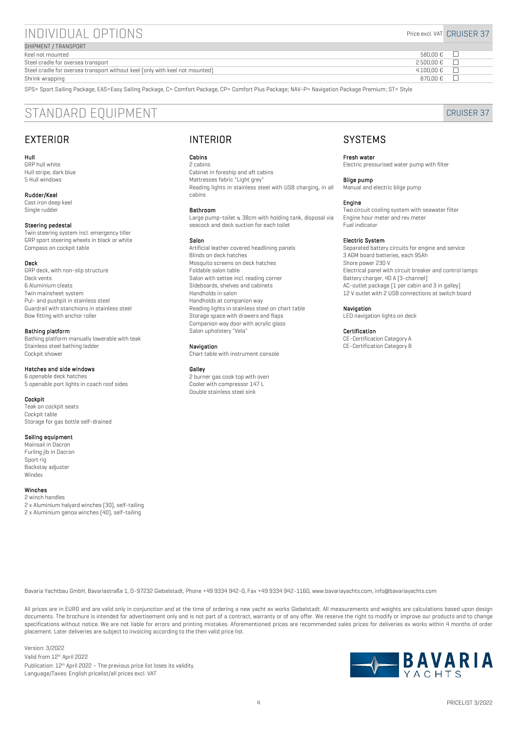# INDIVIDUAL OPTIONS

Price excl. VAT CRUISER 37

| SHIPMENT / TRANSPORT | | |
|---|---|---|
| Keel not mounted | 580,00 € | ☐ |
| Steel cradle for oversea transport | 2.500,00 € | ☐ |
| Steel cradle for oversea transport without keel (only with keel not mounted) | 4.100,00 € | ☐ |
| Shrink wrapping | 870,00 € | ☐ |

SPS= Sport Sailing Package, EAS=Easy Sailing Package, C= Comfort Package, CP= Comfort Plus Package; NAV-P= Navigation Package Premium; ST= Style

# STANDARD EQUIPMENT

CRUISER 37

## EXTERIOR

**Hull**
GRP hull white
Hull stripe, dark blue
5 Hull windows

**Rudder/Keel**
Cast iron deep keel
Single rudder

**Steering pedestal**
Twin steering system incl. emergency tiller
GRP sport steering wheels in black or white
Compass on cockpit table

**Deck**
GRP deck, with non-slip structure
Deck vents
6 Aluminium cleats
Twin mainsheet system
Pul- and pushpit in stainless steel
Guardrail with stanchions in stainless steel
Bow fitting with anchor roller

**Bathing platform**
Bathing platform manually lowerable with teak
Stainless steel bathing ladder
Cockpit shower

**Hatches and side windows**
6 openable deck hatches
5 openable port lights in coach roof sides

**Cockpit**
Teak on cockpit seats
Cockpit table
Storage for gas bottle self-drained

**Sailing equipment**
Mainsail in Dacron
Furling jib in Dacron
Sport rig
Backstay adjuster
Windex

**Winches**
2 winch handles
2 x Aluminium halyard winches (30), self-tailing
2 x Aluminium genoa winches (40), self-tailing

## INTERIOR

**Cabins**
2 cabins
Cabinet in foreship and aft cabins
Mattresses fabric "Light grey"
Reading lights in stainless steel with USB charging, in all cabins

**Bathroom**
Large pump-toilet ≈ 38cm with holding tank, disposal via seacock and deck suction for each toilet

**Salon**
Artificial leather covered headlining panels
Blinds on deck hatches
Mosquito screens on deck hatches
Foldable salon table
Salon with settee incl. reading corner
Sideboards, shelves and cabinets
Handholds in salon
Handholds at companion way
Reading lights in stainless steel on chart table
Storage space with drawers and flaps
Companion way door with acrylic glass
Salon upholstery "Vela"

**Navigation**
Chart table with instrument console

**Galley**
2 burner gas cook top with oven
Cooler with compressor 147 L
Double stainless steel sink

## SYSTEMS

**Fresh water**
Electric pressurised water pump with filter

**Bilge pump**
Manual and electric bilge pump

**Engine**
Two circuit cooling system with seawater filter
Engine hour meter and rev meter
Fuel indicator

**Electric System**
Separated battery circuits for engine and service
3 AGM board batteries, each 95Ah
Shore power 230 V
Electrical panel with circuit breaker and control lamps
Battery charger, 40 A (3-channel)
AC-outlet package (1 per cabin and 3 in galley)
12 V outlet with 2 USB connections at switch board

**Navigation**
LED navigation lights on deck

**Certification**
CE-Certification Category A
CE-Certification Category B

Bavaria Yachtbau GmbH, Bavariastraße 1, D-97232 Giebelstadt, Phone +49 9334 942-0, Fax +49 9334 942-1160, www.bavariayachts.com, info@bavariayachts.com

All prices are in EURO and are valid only in conjunction and at the time of ordering a new yacht ex works Giebelstadt. All measurements and weights are calculations based upon design documents. The brochure is intended for advertisement only and is not part of a contract, warranty or of any offer. We reserve the right to modify or improve our products and to change specifications without notice. We are not liable for errors and printing mistakes. Aforementioned prices are recommended sales prices for deliveries ex works within 4 months of order placement. Later deliveries are subject to invoicing according to the then valid price list.

Version: 3/2022
Valid from 12th April 2022
Publication: 12th April 2022 – The previous price list loses its validity.
Language/Taxes: English pricelist/all prices excl. VAT

BAVARIA YACHTS